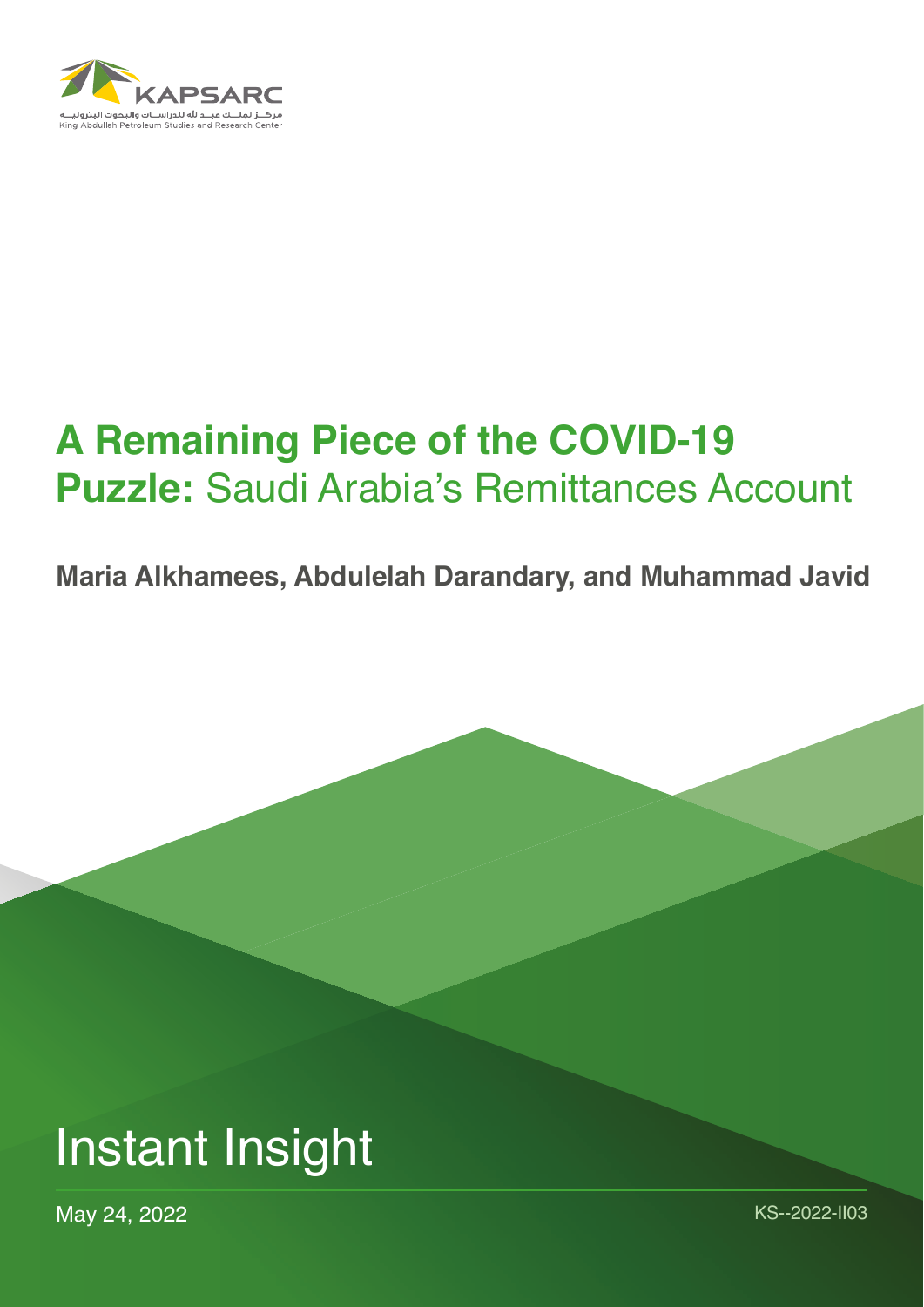KAPSARC

مركـز الملـك عبـدالله للدراسـات والبحوث البترولية

King Abdullah Petroleum Studies and Research Center

# **A Remaining Piece of the COVID-19 Puzzle:** Saudi Arabia's Remittances Account

**Maria Alkhamees, Abdulelah Darandary, and Muhammad Javid**

Instant Insight

May 24, 2022

KS--2022-II03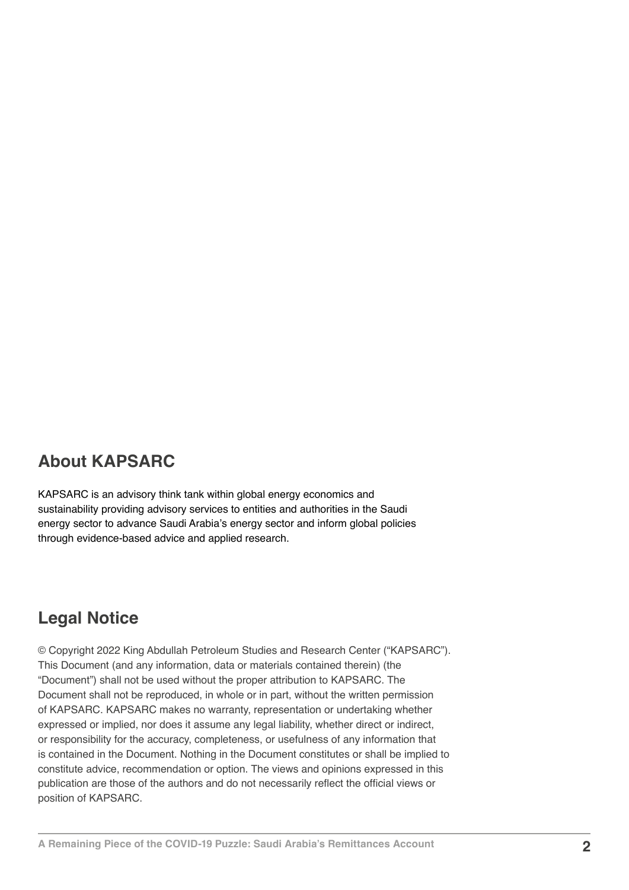## About KAPSARC

KAPSARC is an advisory think tank within global energy economics and sustainability providing advisory services to entities and authorities in the Saudi energy sector to advance Saudi Arabia's energy sector and inform global policies through evidence-based advice and applied research.

## Legal Notice

© Copyright 2022 King Abdullah Petroleum Studies and Research Center ("KAPSARC"). This Document (and any information, data or materials contained therein) (the "Document") shall not be used without the proper attribution to KAPSARC. The Document shall not be reproduced, in whole or in part, without the written permission of KAPSARC. KAPSARC makes no warranty, representation or undertaking whether expressed or implied, nor does it assume any legal liability, whether direct or indirect, or responsibility for the accuracy, completeness, or usefulness of any information that is contained in the Document. Nothing in the Document constitutes or shall be implied to constitute advice, recommendation or option. The views and opinions expressed in this publication are those of the authors and do not necessarily reflect the official views or position of KAPSARC.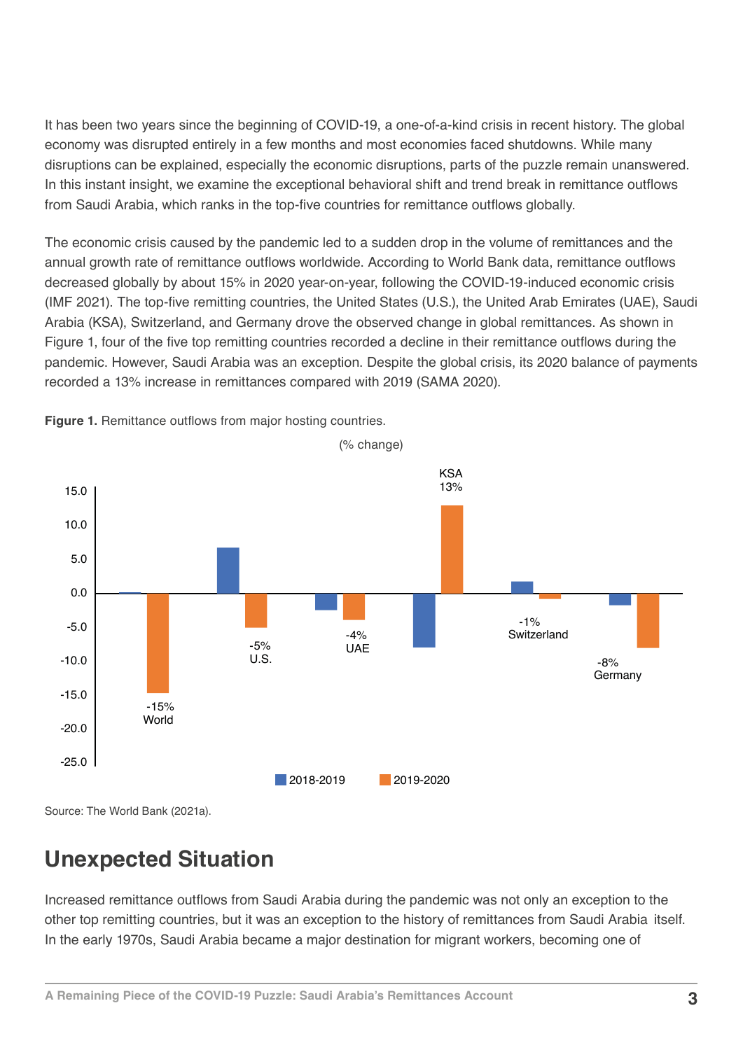It has been two years since the beginning of COVID-19, a one-of-a-kind crisis in recent history. The global economy was disrupted entirely in a few months and most economies faced shutdowns. While many disruptions can be explained, especially the economic disruptions, parts of the puzzle remain unanswered. In this instant insight, we examine the exceptional behavioral shift and trend break in remittance outflows from Saudi Arabia, which ranks in the top-five countries for remittance outflows globally.

The economic crisis caused by the pandemic led to a sudden drop in the volume of remittances and the annual growth rate of remittance outflows worldwide. According to World Bank data, remittance outflows decreased globally by about 15% in 2020 year-on-year, following the COVID-19-induced economic crisis (IMF 2021). The top-five remitting countries, the United States (U.S.), the United Arab Emirates (UAE), Saudi Arabia (KSA), Switzerland, and Germany drove the observed change in global remittances. As shown in Figure 1, four of the five top remitting countries recorded a decline in their remittance outflows during the pandemic. However, Saudi Arabia was an exception. Despite the global crisis, its 2020 balance of payments recorded a 13% increase in remittances compared with 2019 (SAMA 2020).

**Figure 1.** Remittance outflows from major hosting countries.

(% change)

Source: The World Bank (2021a).

## Unexpected Situation

Increased remittance outflows from Saudi Arabia during the pandemic was not only an exception to the other top remitting countries, but it was an exception to the history of remittances from Saudi Arabia itself. In the early 1970s, Saudi Arabia became a major destination for migrant workers, becoming one of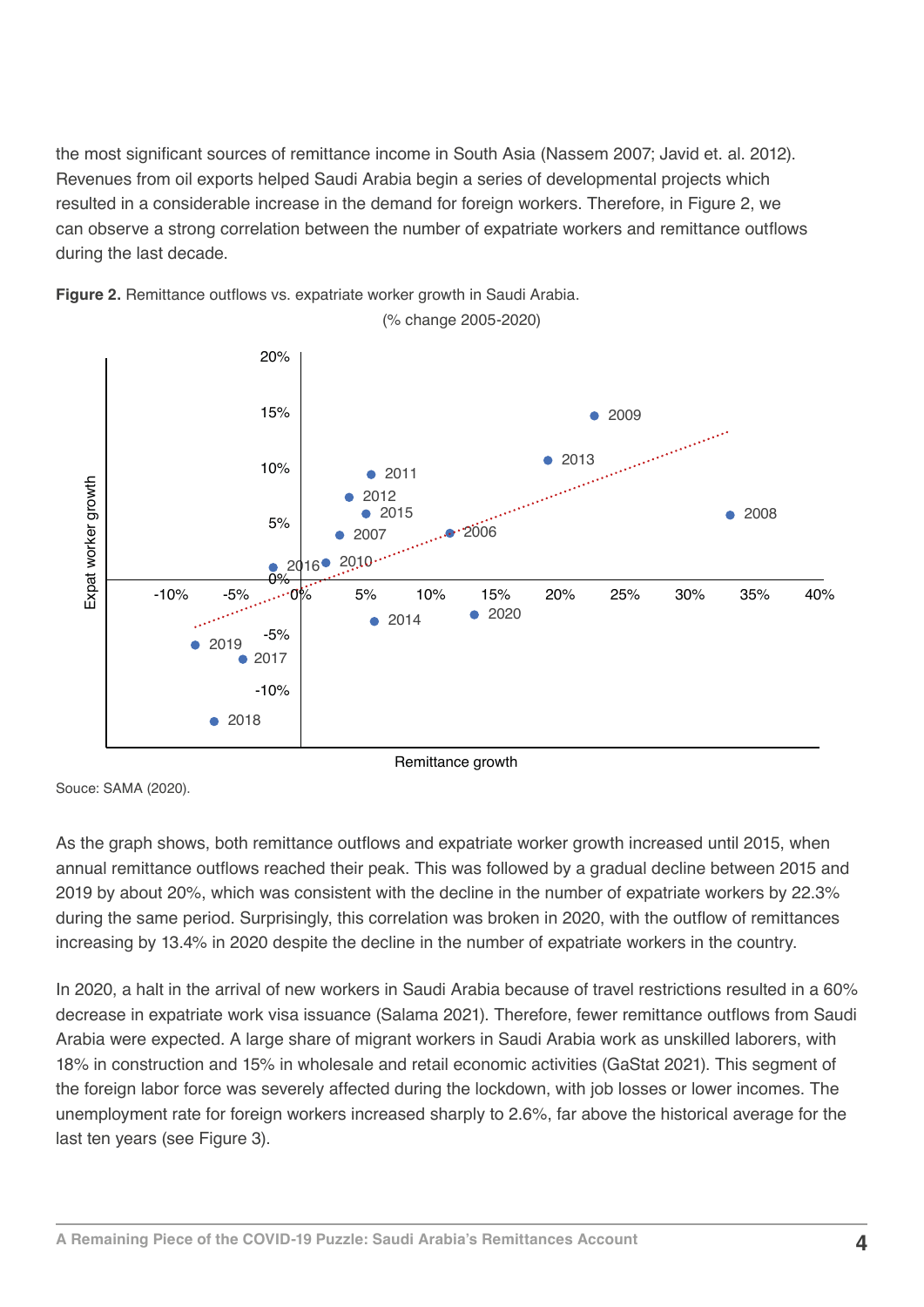the most significant sources of remittance income in South Asia (Nassem 2007; Javid et. al. 2012). Revenues from oil exports helped Saudi Arabia begin a series of developmental projects which resulted in a considerable increase in the demand for foreign workers. Therefore, in Figure 2, we can observe a strong correlation between the number of expatriate workers and remittance outflows during the last decade.

**Figure 2.** Remittance outflows vs. expatriate worker growth in Saudi Arabia.

(% change 2005-2020)

Souce: SAMA (2020).

As the graph shows, both remittance outflows and expatriate worker growth increased until 2015, when annual remittance outflows reached their peak. This was followed by a gradual decline between 2015 and 2019 by about 20%, which was consistent with the decline in the number of expatriate workers by 22.3% during the same period. Surprisingly, this correlation was broken in 2020, with the outflow of remittances increasing by 13.4% in 2020 despite the decline in the number of expatriate workers in the country.

In 2020, a halt in the arrival of new workers in Saudi Arabia because of travel restrictions resulted in a 60% decrease in expatriate work visa issuance (Salama 2021). Therefore, fewer remittance outflows from Saudi Arabia were expected. A large share of migrant workers in Saudi Arabia work as unskilled laborers, with 18% in construction and 15% in wholesale and retail economic activities (GaStat 2021). This segment of the foreign labor force was severely affected during the lockdown, with job losses or lower incomes. The unemployment rate for foreign workers increased sharply to 2.6%, far above the historical average for the last ten years (see Figure 3).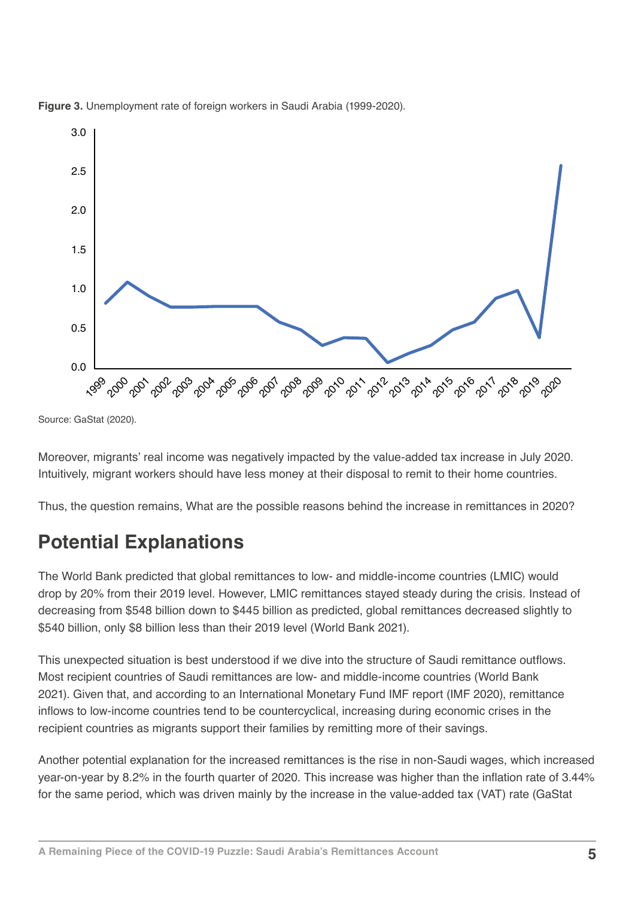**Figure 3.** Unemployment rate of foreign workers in Saudi Arabia (1999-2020).

Source: GaStat (2020).

Moreover, migrants' real income was negatively impacted by the value-added tax increase in July 2020. Intuitively, migrant workers should have less money at their disposal to remit to their home countries.

Thus, the question remains, What are the possible reasons behind the increase in remittances in 2020?

## Potential Explanations

The World Bank predicted that global remittances to low- and middle-income countries (LMIC) would drop by 20% from their 2019 level. However, LMIC remittances stayed steady during the crisis. Instead of decreasing from $548 billion down to $445 billion as predicted, global remittances decreased slightly to $540 billion, only $8 billion less than their 2019 level (World Bank 2021).

This unexpected situation is best understood if we dive into the structure of Saudi remittance outflows. Most recipient countries of Saudi remittances are low- and middle-income countries (World Bank 2021). Given that, and according to an International Monetary Fund IMF report (IMF 2020), remittance inflows to low-income countries tend to be countercyclical, increasing during economic crises in the recipient countries as migrants support their families by remitting more of their savings.

Another potential explanation for the increased remittances is the rise in non-Saudi wages, which increased year-on-year by 8.2% in the fourth quarter of 2020. This increase was higher than the inflation rate of 3.44% for the same period, which was driven mainly by the increase in the value-added tax (VAT) rate (GaStat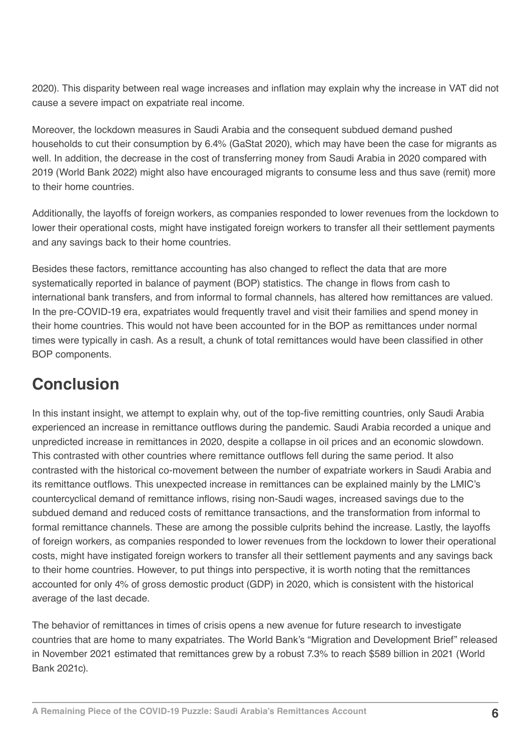2020). This disparity between real wage increases and inflation may explain why the increase in VAT did not cause a severe impact on expatriate real income.

Moreover, the lockdown measures in Saudi Arabia and the consequent subdued demand pushed households to cut their consumption by 6.4% (GaStat 2020), which may have been the case for migrants as well. In addition, the decrease in the cost of transferring money from Saudi Arabia in 2020 compared with 2019 (World Bank 2022) might also have encouraged migrants to consume less and thus save (remit) more to their home countries.

Additionally, the layoffs of foreign workers, as companies responded to lower revenues from the lockdown to lower their operational costs, might have instigated foreign workers to transfer all their settlement payments and any savings back to their home countries.

Besides these factors, remittance accounting has also changed to reflect the data that are more systematically reported in balance of payment (BOP) statistics. The change in flows from cash to international bank transfers, and from informal to formal channels, has altered how remittances are valued. In the pre-COVID-19 era, expatriates would frequently travel and visit their families and spend money in their home countries. This would not have been accounted for in the BOP as remittances under normal times were typically in cash. As a result, a chunk of total remittances would have been classified in other BOP components.

## Conclusion

In this instant insight, we attempt to explain why, out of the top-five remitting countries, only Saudi Arabia experienced an increase in remittance outflows during the pandemic. Saudi Arabia recorded a unique and unpredicted increase in remittances in 2020, despite a collapse in oil prices and an economic slowdown. This contrasted with other countries where remittance outflows fell during the same period. It also contrasted with the historical co-movement between the number of expatriate workers in Saudi Arabia and its remittance outflows. This unexpected increase in remittances can be explained mainly by the LMIC's countercyclical demand of remittance inflows, rising non-Saudi wages, increased savings due to the subdued demand and reduced costs of remittance transactions, and the transformation from informal to formal remittance channels. These are among the possible culprits behind the increase. Lastly, the layoffs of foreign workers, as companies responded to lower revenues from the lockdown to lower their operational costs, might have instigated foreign workers to transfer all their settlement payments and any savings back to their home countries. However, to put things into perspective, it is worth noting that the remittances accounted for only 4% of gross demostic product (GDP) in 2020, which is consistent with the historical average of the last decade.

The behavior of remittances in times of crisis opens a new avenue for future research to investigate countries that are home to many expatriates. The World Bank's "Migration and Development Brief" released in November 2021 estimated that remittances grew by a robust 7.3% to reach $589 billion in 2021 (World Bank 2021c).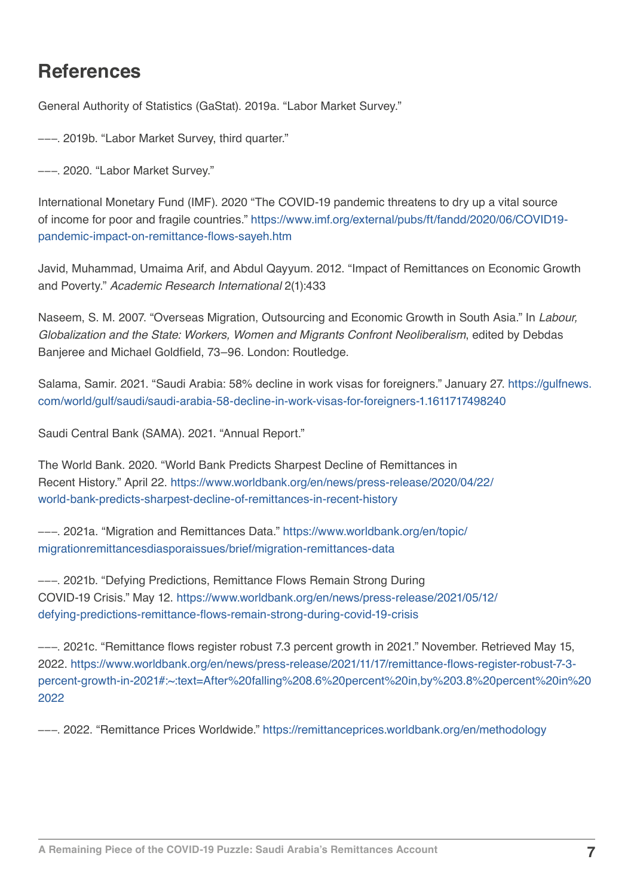# References

General Authority of Statistics (GaStat). 2019a. "Labor Market Survey."

–––. 2019b. "Labor Market Survey, third quarter."

–––. 2020. "Labor Market Survey."

International Monetary Fund (IMF). 2020 "The COVID-19 pandemic threatens to dry up a vital source of income for poor and fragile countries." https://www.imf.org/external/pubs/ft/fandd/2020/06/COVID19-pandemic-impact-on-remittance-flows-sayeh.htm

Javid, Muhammad, Umaima Arif, and Abdul Qayyum. 2012. "Impact of Remittances on Economic Growth and Poverty." *Academic Research International* 2(1):433

Naseem, S. M. 2007. "Overseas Migration, Outsourcing and Economic Growth in South Asia." In *Labour, Globalization and the State: Workers, Women and Migrants Confront Neoliberalism*, edited by Debdas Banjeree and Michael Goldfield, 73–96. London: Routledge.

Salama, Samir. 2021. "Saudi Arabia: 58% decline in work visas for foreigners." January 27. https://gulfnews.com/world/gulf/saudi/saudi-arabia-58-decline-in-work-visas-for-foreigners-1.1611717498240

Saudi Central Bank (SAMA). 2021. "Annual Report."

The World Bank. 2020. "World Bank Predicts Sharpest Decline of Remittances in Recent History." April 22. https://www.worldbank.org/en/news/press-release/2020/04/22/world-bank-predicts-sharpest-decline-of-remittances-in-recent-history

–––. 2021a. "Migration and Remittances Data." https://www.worldbank.org/en/topic/migrationremittancesdiasporaissues/brief/migration-remittances-data

–––. 2021b. "Defying Predictions, Remittance Flows Remain Strong During COVID-19 Crisis." May 12. https://www.worldbank.org/en/news/press-release/2021/05/12/defying-predictions-remittance-flows-remain-strong-during-covid-19-crisis

–––. 2021c. "Remittance flows register robust 7.3 percent growth in 2021." November. Retrieved May 15, 2022. https://www.worldbank.org/en/news/press-release/2021/11/17/remittance-flows-register-robust-7-3-percent-growth-in-2021#:~:text=After%20falling%208.6%20percent%20in,by%203.8%20percent%20in%202022

–––. 2022. "Remittance Prices Worldwide." https://remittanceprices.worldbank.org/en/methodology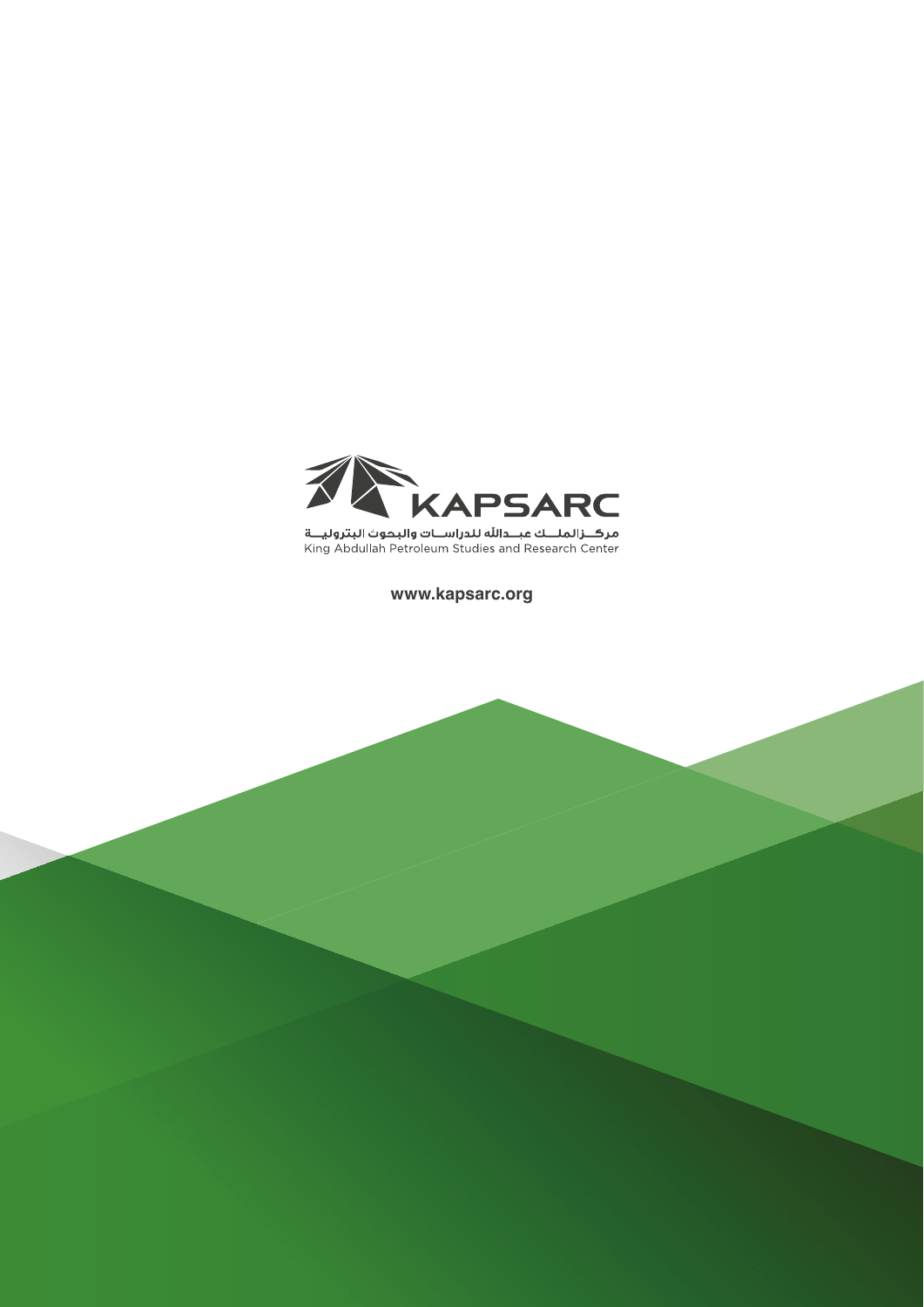KAPSARC

مركـــز الملـــك عبـــدالله للدراســـات والبحوث البتروليـــة

King Abdullah Petroleum Studies and Research Center

www.kapsarc.org